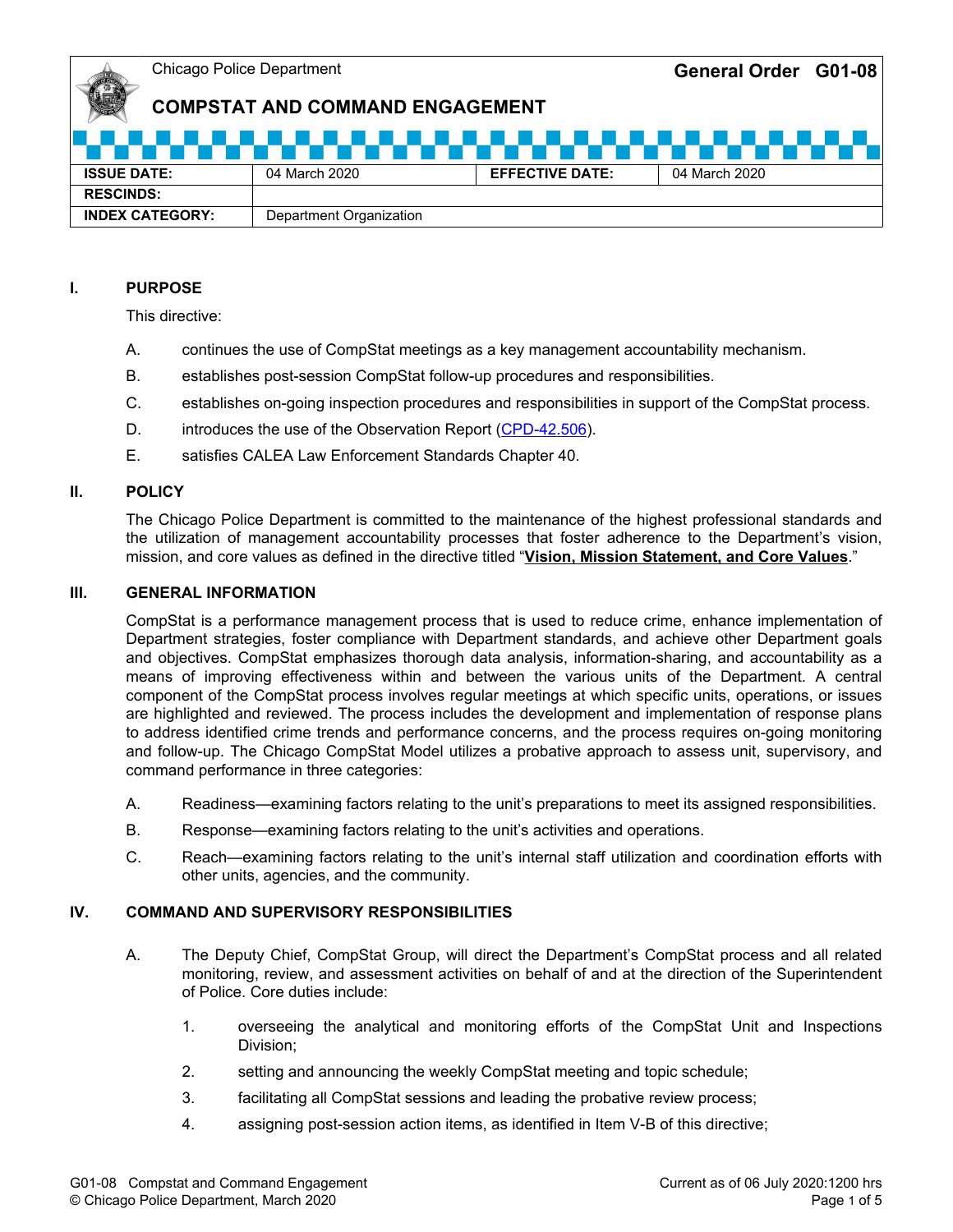Chicago Police Department

**General Order G01-08**

# COMPSTAT AND COMMAND ENGAGEMENT

| ISSUE DATE: | 04 March 2020 | EFFECTIVE DATE: | 04 March 2020 |
|---|---|---|---|
| RESCINDS: | | | |
| INDEX CATEGORY: | Department Organization | | |

## I. PURPOSE

This directive:

A. continues the use of CompStat meetings as a key management accountability mechanism.

B. establishes post-session CompStat follow-up procedures and responsibilities.

C. establishes on-going inspection procedures and responsibilities in support of the CompStat process.

D. introduces the use of the Observation Report (CPD-42.506).

E. satisfies CALEA Law Enforcement Standards Chapter 40.

## II. POLICY

The Chicago Police Department is committed to the maintenance of the highest professional standards and the utilization of management accountability processes that foster adherence to the Department's vision, mission, and core values as defined in the directive titled "**Vision, Mission Statement, and Core Values**."

## III. GENERAL INFORMATION

CompStat is a performance management process that is used to reduce crime, enhance implementation of Department strategies, foster compliance with Department standards, and achieve other Department goals and objectives. CompStat emphasizes thorough data analysis, information-sharing, and accountability as a means of improving effectiveness within and between the various units of the Department. A central component of the CompStat process involves regular meetings at which specific units, operations, or issues are highlighted and reviewed. The process includes the development and implementation of response plans to address identified crime trends and performance concerns, and the process requires on-going monitoring and follow-up. The Chicago CompStat Model utilizes a probative approach to assess unit, supervisory, and command performance in three categories:

A. Readiness—examining factors relating to the unit's preparations to meet its assigned responsibilities.

B. Response—examining factors relating to the unit's activities and operations.

C. Reach—examining factors relating to the unit's internal staff utilization and coordination efforts with other units, agencies, and the community.

## IV. COMMAND AND SUPERVISORY RESPONSIBILITIES

A. The Deputy Chief, CompStat Group, will direct the Department's CompStat process and all related monitoring, review, and assessment activities on behalf of and at the direction of the Superintendent of Police. Core duties include:

1. overseeing the analytical and monitoring efforts of the CompStat Unit and Inspections Division;

2. setting and announcing the weekly CompStat meeting and topic schedule;

3. facilitating all CompStat sessions and leading the probative review process;

4. assigning post-session action items, as identified in Item V-B of this directive;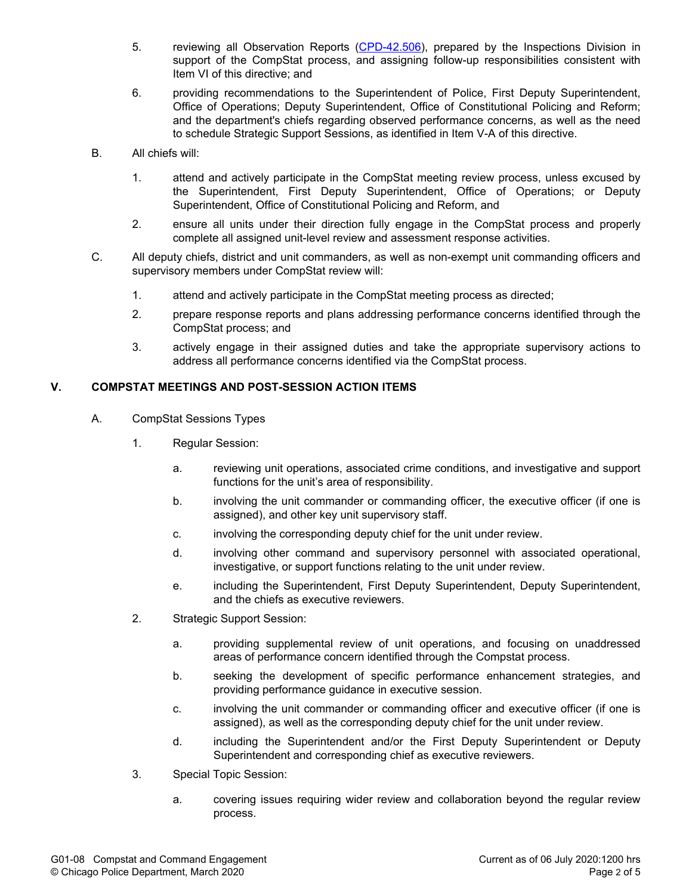5. reviewing all Observation Reports (CPD-42.506), prepared by the Inspections Division in support of the CompStat process, and assigning follow-up responsibilities consistent with Item VI of this directive; and

6. providing recommendations to the Superintendent of Police, First Deputy Superintendent, Office of Operations; Deputy Superintendent, Office of Constitutional Policing and Reform; and the department's chiefs regarding observed performance concerns, as well as the need to schedule Strategic Support Sessions, as identified in Item V-A of this directive.

B. All chiefs will:

1. attend and actively participate in the CompStat meeting review process, unless excused by the Superintendent, First Deputy Superintendent, Office of Operations; or Deputy Superintendent, Office of Constitutional Policing and Reform, and

2. ensure all units under their direction fully engage in the CompStat process and properly complete all assigned unit-level review and assessment response activities.

C. All deputy chiefs, district and unit commanders, as well as non-exempt unit commanding officers and supervisory members under CompStat review will:

1. attend and actively participate in the CompStat meeting process as directed;

2. prepare response reports and plans addressing performance concerns identified through the CompStat process; and

3. actively engage in their assigned duties and take the appropriate supervisory actions to address all performance concerns identified via the CompStat process.

## V. COMPSTAT MEETINGS AND POST-SESSION ACTION ITEMS

A. CompStat Sessions Types

1. Regular Session:

   a. reviewing unit operations, associated crime conditions, and investigative and support functions for the unit's area of responsibility.

   b. involving the unit commander or commanding officer, the executive officer (if one is assigned), and other key unit supervisory staff.

   c. involving the corresponding deputy chief for the unit under review.

   d. involving other command and supervisory personnel with associated operational, investigative, or support functions relating to the unit under review.

   e. including the Superintendent, First Deputy Superintendent, Deputy Superintendent, and the chiefs as executive reviewers.

2. Strategic Support Session:

   a. providing supplemental review of unit operations, and focusing on unaddressed areas of performance concern identified through the Compstat process.

   b. seeking the development of specific performance enhancement strategies, and providing performance guidance in executive session.

   c. involving the unit commander or commanding officer and executive officer (if one is assigned), as well as the corresponding deputy chief for the unit under review.

   d. including the Superintendent and/or the First Deputy Superintendent or Deputy Superintendent and corresponding chief as executive reviewers.

3. Special Topic Session:

   a. covering issues requiring wider review and collaboration beyond the regular review process.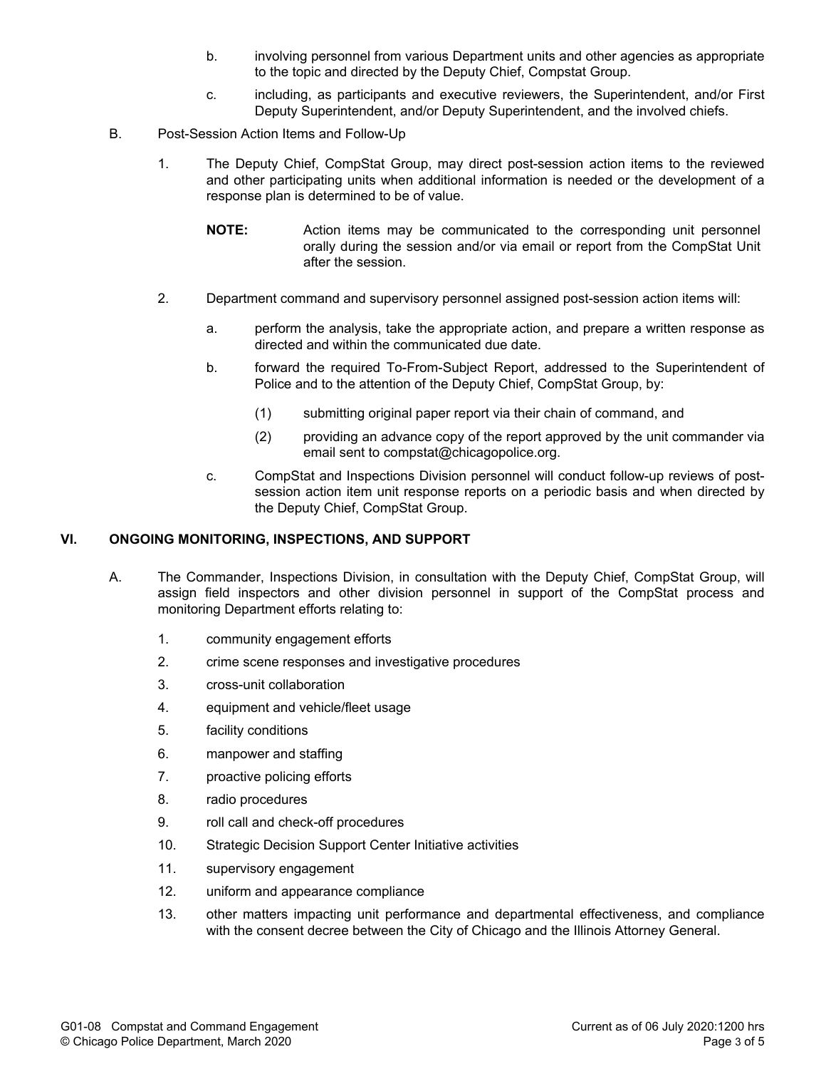b. involving personnel from various Department units and other agencies as appropriate to the topic and directed by the Deputy Chief, Compstat Group.

c. including, as participants and executive reviewers, the Superintendent, and/or First Deputy Superintendent, and/or Deputy Superintendent, and the involved chiefs.

B. Post-Session Action Items and Follow-Up

1. The Deputy Chief, CompStat Group, may direct post-session action items to the reviewed and other participating units when additional information is needed or the development of a response plan is determined to be of value.

   **NOTE:** Action items may be communicated to the corresponding unit personnel orally during the session and/or via email or report from the CompStat Unit after the session.

2. Department command and supervisory personnel assigned post-session action items will:

   a. perform the analysis, take the appropriate action, and prepare a written response as directed and within the communicated due date.

   b. forward the required To-From-Subject Report, addressed to the Superintendent of Police and to the attention of the Deputy Chief, CompStat Group, by:

      (1) submitting original paper report via their chain of command, and

      (2) providing an advance copy of the report approved by the unit commander via email sent to compstat@chicagopolice.org.

   c. CompStat and Inspections Division personnel will conduct follow-up reviews of post-session action item unit response reports on a periodic basis and when directed by the Deputy Chief, CompStat Group.

## VI. ONGOING MONITORING, INSPECTIONS, AND SUPPORT

A. The Commander, Inspections Division, in consultation with the Deputy Chief, CompStat Group, will assign field inspectors and other division personnel in support of the CompStat process and monitoring Department efforts relating to:

1. community engagement efforts
2. crime scene responses and investigative procedures
3. cross-unit collaboration
4. equipment and vehicle/fleet usage
5. facility conditions
6. manpower and staffing
7. proactive policing efforts
8. radio procedures
9. roll call and check-off procedures
10. Strategic Decision Support Center Initiative activities
11. supervisory engagement
12. uniform and appearance compliance
13. other matters impacting unit performance and departmental effectiveness, and compliance with the consent decree between the City of Chicago and the Illinois Attorney General.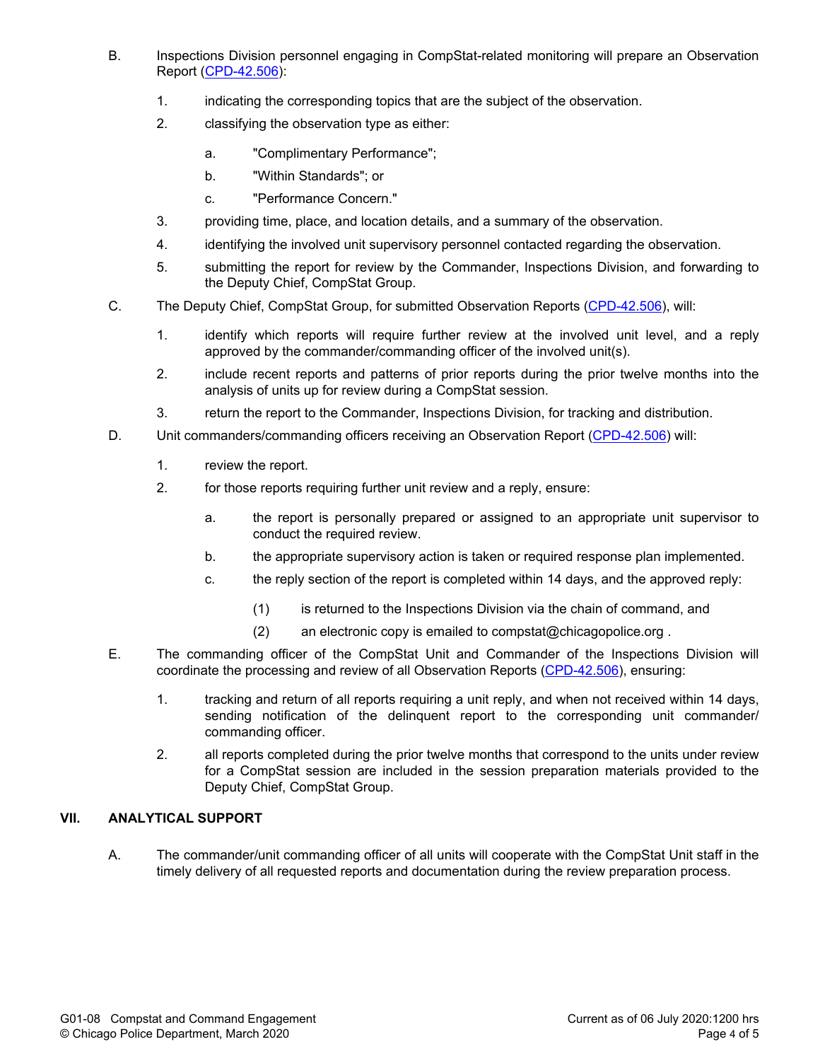B. Inspections Division personnel engaging in CompStat-related monitoring will prepare an Observation Report (CPD-42.506):

1. indicating the corresponding topics that are the subject of the observation.
2. classifying the observation type as either:
   a. "Complimentary Performance";
   b. "Within Standards"; or
   c. "Performance Concern."
3. providing time, place, and location details, and a summary of the observation.
4. identifying the involved unit supervisory personnel contacted regarding the observation.
5. submitting the report for review by the Commander, Inspections Division, and forwarding to the Deputy Chief, CompStat Group.

C. The Deputy Chief, CompStat Group, for submitted Observation Reports (CPD-42.506), will:

1. identify which reports will require further review at the involved unit level, and a reply approved by the commander/commanding officer of the involved unit(s).
2. include recent reports and patterns of prior reports during the prior twelve months into the analysis of units up for review during a CompStat session.
3. return the report to the Commander, Inspections Division, for tracking and distribution.

D. Unit commanders/commanding officers receiving an Observation Report (CPD-42.506) will:

1. review the report.
2. for those reports requiring further unit review and a reply, ensure:
   a. the report is personally prepared or assigned to an appropriate unit supervisor to conduct the required review.
   b. the appropriate supervisory action is taken or required response plan implemented.
   c. the reply section of the report is completed within 14 days, and the approved reply:
      (1) is returned to the Inspections Division via the chain of command, and
      (2) an electronic copy is emailed to compstat@chicagopolice.org .

E. The commanding officer of the CompStat Unit and Commander of the Inspections Division will coordinate the processing and review of all Observation Reports (CPD-42.506), ensuring:

1. tracking and return of all reports requiring a unit reply, and when not received within 14 days, sending notification of the delinquent report to the corresponding unit commander/ commanding officer.
2. all reports completed during the prior twelve months that correspond to the units under review for a CompStat session are included in the session preparation materials provided to the Deputy Chief, CompStat Group.

## VII. ANALYTICAL SUPPORT

A. The commander/unit commanding officer of all units will cooperate with the CompStat Unit staff in the timely delivery of all requested reports and documentation during the review preparation process.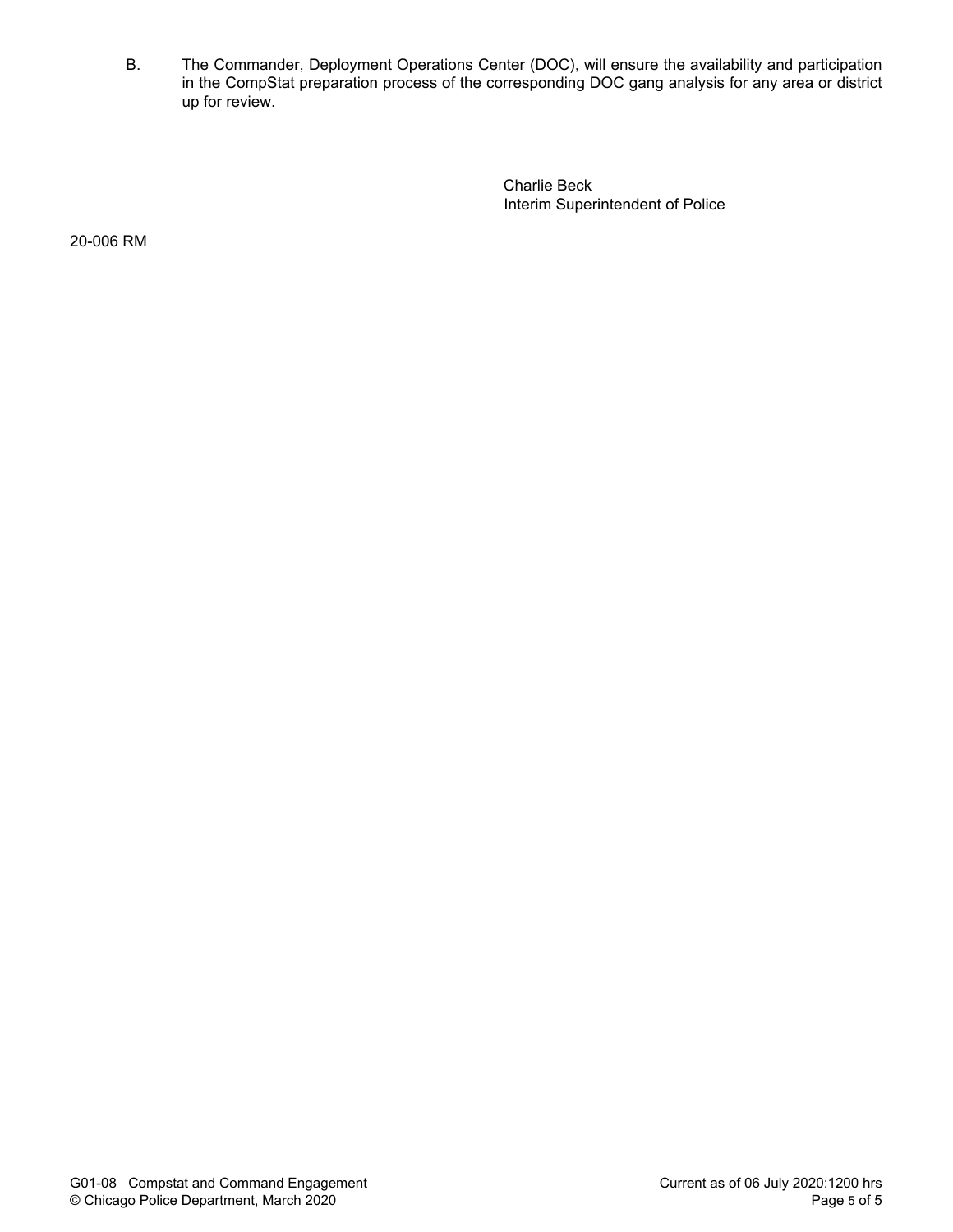B. The Commander, Deployment Operations Center (DOC), will ensure the availability and participation in the CompStat preparation process of the corresponding DOC gang analysis for any area or district up for review.

Charlie Beck
Interim Superintendent of Police

20-006 RM